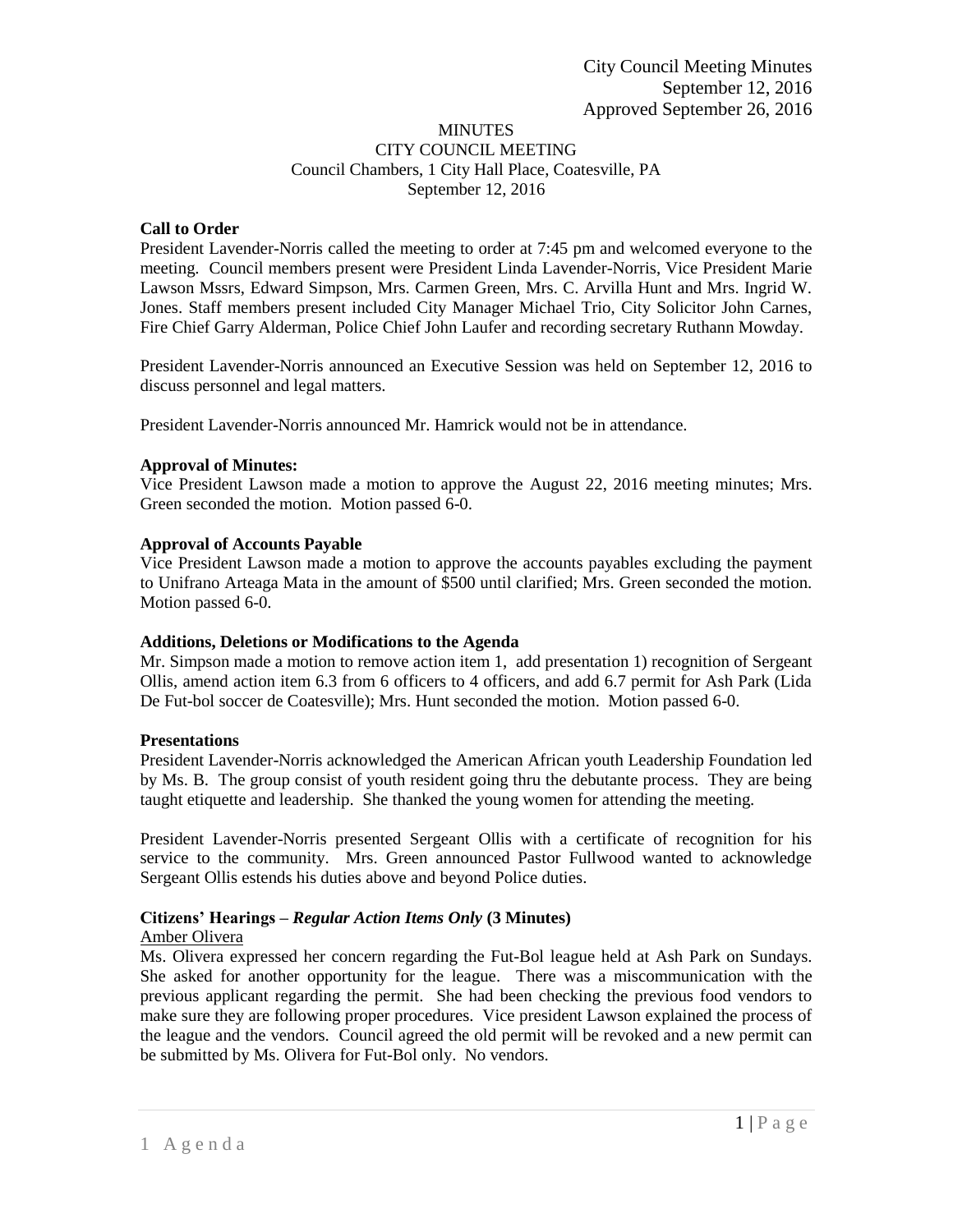City Council Meeting Minutes
September 12, 2016
Approved September 26, 2016

MINUTES
CITY COUNCIL MEETING
Council Chambers, 1 City Hall Place, Coatesville, PA
September 12, 2016

**Call to Order**

President Lavender-Norris called the meeting to order at 7:45 pm and welcomed everyone to the meeting. Council members present were President Linda Lavender-Norris, Vice President Marie Lawson Mssrs, Edward Simpson, Mrs. Carmen Green, Mrs. C. Arvilla Hunt and Mrs. Ingrid W. Jones. Staff members present included City Manager Michael Trio, City Solicitor John Carnes, Fire Chief Garry Alderman, Police Chief John Laufer and recording secretary Ruthann Mowday.

President Lavender-Norris announced an Executive Session was held on September 12, 2016 to discuss personnel and legal matters.

President Lavender-Norris announced Mr. Hamrick would not be in attendance.

**Approval of Minutes:**

Vice President Lawson made a motion to approve the August 22, 2016 meeting minutes; Mrs. Green seconded the motion. Motion passed 6-0.

**Approval of Accounts Payable**

Vice President Lawson made a motion to approve the accounts payables excluding the payment to Unifrano Arteaga Mata in the amount of $500 until clarified; Mrs. Green seconded the motion. Motion passed 6-0.

**Additions, Deletions or Modifications to the Agenda**

Mr. Simpson made a motion to remove action item 1, add presentation 1) recognition of Sergeant Ollis, amend action item 6.3 from 6 officers to 4 officers, and add 6.7 permit for Ash Park (Lida De Fut-bol soccer de Coatesville); Mrs. Hunt seconded the motion. Motion passed 6-0.

**Presentations**

President Lavender-Norris acknowledged the American African youth Leadership Foundation led by Ms. B. The group consist of youth resident going thru the debutante process. They are being taught etiquette and leadership. She thanked the young women for attending the meeting.

President Lavender-Norris presented Sergeant Ollis with a certificate of recognition for his service to the community. Mrs. Green announced Pastor Fullwood wanted to acknowledge Sergeant Ollis estends his duties above and beyond Police duties.

**Citizens' Hearings –** ***Regular Action Items Only*** **(3 Minutes)**

Amber Olivera

Ms. Olivera expressed her concern regarding the Fut-Bol league held at Ash Park on Sundays. She asked for another opportunity for the league. There was a miscommunication with the previous applicant regarding the permit. She had been checking the previous food vendors to make sure they are following proper procedures. Vice president Lawson explained the process of the league and the vendors. Council agreed the old permit will be revoked and a new permit can be submitted by Ms. Olivera for Fut-Bol only. No vendors.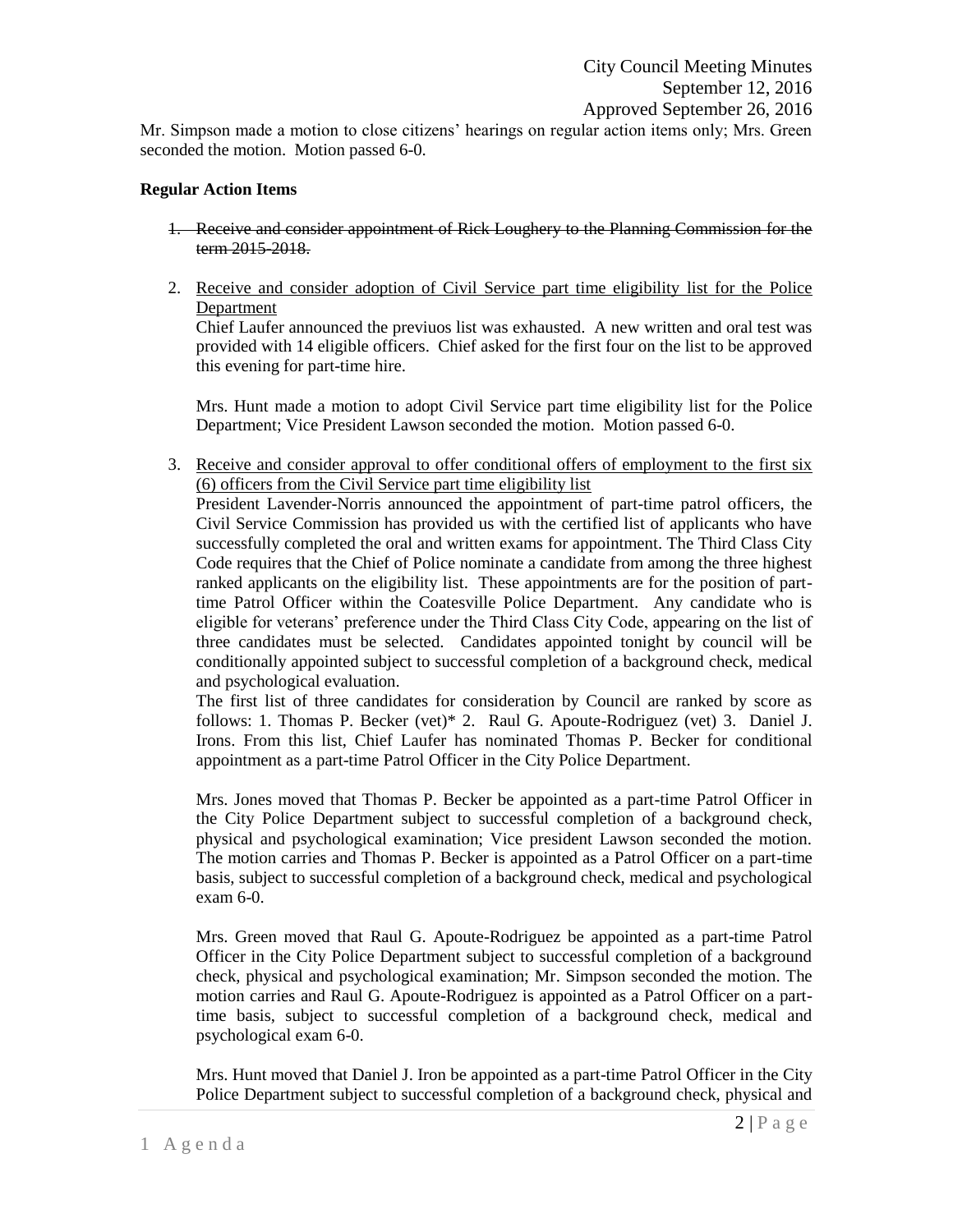Mr. Simpson made a motion to close citizens' hearings on regular action items only; Mrs. Green seconded the motion. Motion passed 6-0.

**Regular Action Items**

1. ~~Receive and consider appointment of Rick Loughery to the Planning Commission for the term 2015-2018.~~

2. <u>Receive and consider adoption of Civil Service part time eligibility list for the Police Department</u>
   Chief Laufer announced the previuos list was exhausted. A new written and oral test was provided with 14 eligible officers. Chief asked for the first four on the list to be approved this evening for part-time hire.

   Mrs. Hunt made a motion to adopt Civil Service part time eligibility list for the Police Department; Vice President Lawson seconded the motion. Motion passed 6-0.

3. <u>Receive and consider approval to offer conditional offers of employment to the first six (6) officers from the Civil Service part time eligibility list</u>
   President Lavender-Norris announced the appointment of part-time patrol officers, the Civil Service Commission has provided us with the certified list of applicants who have successfully completed the oral and written exams for appointment. The Third Class City Code requires that the Chief of Police nominate a candidate from among the three highest ranked applicants on the eligibility list. These appointments are for the position of part-time Patrol Officer within the Coatesville Police Department. Any candidate who is eligible for veterans' preference under the Third Class City Code, appearing on the list of three candidates must be selected. Candidates appointed tonight by council will be conditionally appointed subject to successful completion of a background check, medical and psychological evaluation.
   The first list of three candidates for consideration by Council are ranked by score as follows: 1. Thomas P. Becker (vet)* 2. Raul G. Apoute-Rodriguez (vet) 3. Daniel J. Irons. From this list, Chief Laufer has nominated Thomas P. Becker for conditional appointment as a part-time Patrol Officer in the City Police Department.

   Mrs. Jones moved that Thomas P. Becker be appointed as a part-time Patrol Officer in the City Police Department subject to successful completion of a background check, physical and psychological examination; Vice president Lawson seconded the motion. The motion carries and Thomas P. Becker is appointed as a Patrol Officer on a part-time basis, subject to successful completion of a background check, medical and psychological exam 6-0.

   Mrs. Green moved that Raul G. Apoute-Rodriguez be appointed as a part-time Patrol Officer in the City Police Department subject to successful completion of a background check, physical and psychological examination; Mr. Simpson seconded the motion. The motion carries and Raul G. Apoute-Rodriguez is appointed as a Patrol Officer on a part-time basis, subject to successful completion of a background check, medical and psychological exam 6-0.

   Mrs. Hunt moved that Daniel J. Iron be appointed as a part-time Patrol Officer in the City Police Department subject to successful completion of a background check, physical and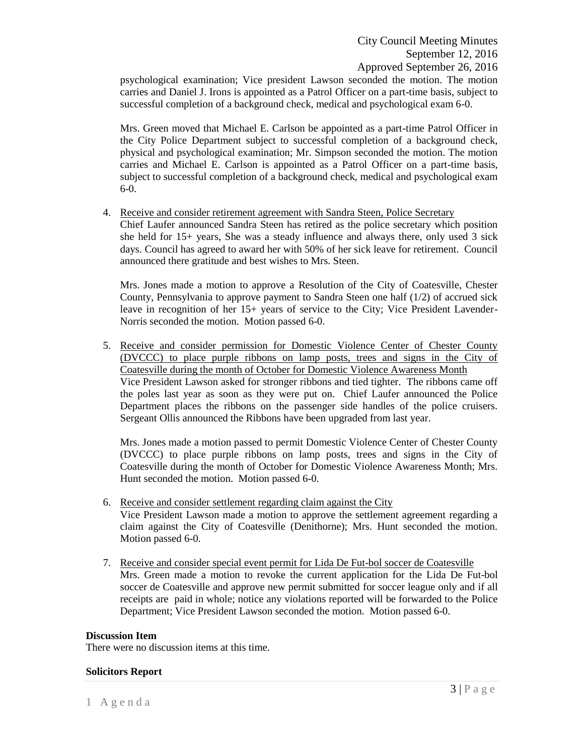psychological examination; Vice president Lawson seconded the motion. The motion carries and Daniel J. Irons is appointed as a Patrol Officer on a part-time basis, subject to successful completion of a background check, medical and psychological exam 6-0.

Mrs. Green moved that Michael E. Carlson be appointed as a part-time Patrol Officer in the City Police Department subject to successful completion of a background check, physical and psychological examination; Mr. Simpson seconded the motion. The motion carries and Michael E. Carlson is appointed as a Patrol Officer on a part-time basis, subject to successful completion of a background check, medical and psychological exam 6-0.

4. Receive and consider retirement agreement with Sandra Steen, Police Secretary
   Chief Laufer announced Sandra Steen has retired as the police secretary which position she held for 15+ years, She was a steady influence and always there, only used 3 sick days. Council has agreed to award her with 50% of her sick leave for retirement. Council announced there gratitude and best wishes to Mrs. Steen.

   Mrs. Jones made a motion to approve a Resolution of the City of Coatesville, Chester County, Pennsylvania to approve payment to Sandra Steen one half (1/2) of accrued sick leave in recognition of her 15+ years of service to the City; Vice President Lavender-Norris seconded the motion. Motion passed 6-0.

5. Receive and consider permission for Domestic Violence Center of Chester County (DVCCC) to place purple ribbons on lamp posts, trees and signs in the City of Coatesville during the month of October for Domestic Violence Awareness Month
   Vice President Lawson asked for stronger ribbons and tied tighter. The ribbons came off the poles last year as soon as they were put on. Chief Laufer announced the Police Department places the ribbons on the passenger side handles of the police cruisers. Sergeant Ollis announced the Ribbons have been upgraded from last year.

   Mrs. Jones made a motion passed to permit Domestic Violence Center of Chester County (DVCCC) to place purple ribbons on lamp posts, trees and signs in the City of Coatesville during the month of October for Domestic Violence Awareness Month; Mrs. Hunt seconded the motion. Motion passed 6-0.

6. Receive and consider settlement regarding claim against the City
   Vice President Lawson made a motion to approve the settlement agreement regarding a claim against the City of Coatesville (Denithorne); Mrs. Hunt seconded the motion. Motion passed 6-0.

7. Receive and consider special event permit for Lida De Fut-bol soccer de Coatesville
   Mrs. Green made a motion to revoke the current application for the Lida De Fut-bol soccer de Coatesville and approve new permit submitted for soccer league only and if all receipts are paid in whole; notice any violations reported will be forwarded to the Police Department; Vice President Lawson seconded the motion. Motion passed 6-0.

**Discussion Item**

There were no discussion items at this time.

**Solicitors Report**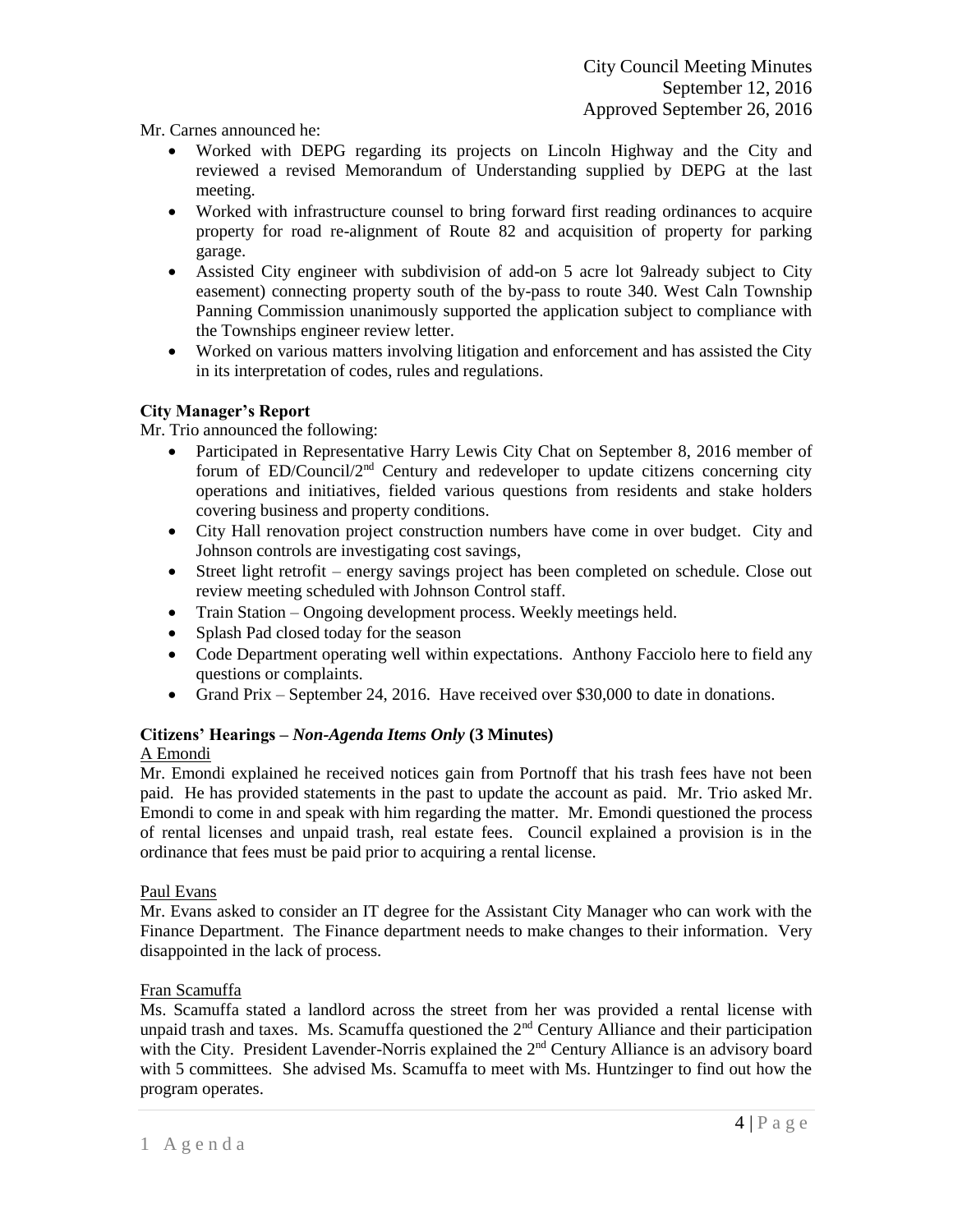Mr. Carnes announced he:

- Worked with DEPG regarding its projects on Lincoln Highway and the City and reviewed a revised Memorandum of Understanding supplied by DEPG at the last meeting.
- Worked with infrastructure counsel to bring forward first reading ordinances to acquire property for road re-alignment of Route 82 and acquisition of property for parking garage.
- Assisted City engineer with subdivision of add-on 5 acre lot 9already subject to City easement) connecting property south of the by-pass to route 340. West Caln Township Panning Commission unanimously supported the application subject to compliance with the Townships engineer review letter.
- Worked on various matters involving litigation and enforcement and has assisted the City in its interpretation of codes, rules and regulations.

**City Manager's Report**

Mr. Trio announced the following:

- Participated in Representative Harry Lewis City Chat on September 8, 2016 member of forum of ED/Council/2nd Century and redeveloper to update citizens concerning city operations and initiatives, fielded various questions from residents and stake holders covering business and property conditions.
- City Hall renovation project construction numbers have come in over budget. City and Johnson controls are investigating cost savings,
- Street light retrofit – energy savings project has been completed on schedule. Close out review meeting scheduled with Johnson Control staff.
- Train Station – Ongoing development process. Weekly meetings held.
- Splash Pad closed today for the season
- Code Department operating well within expectations. Anthony Facciolo here to field any questions or complaints.
- Grand Prix – September 24, 2016. Have received over $30,000 to date in donations.

**Citizens' Hearings – *Non-Agenda Items Only* (3 Minutes)**

A Emondi

Mr. Emondi explained he received notices gain from Portnoff that his trash fees have not been paid. He has provided statements in the past to update the account as paid. Mr. Trio asked Mr. Emondi to come in and speak with him regarding the matter. Mr. Emondi questioned the process of rental licenses and unpaid trash, real estate fees. Council explained a provision is in the ordinance that fees must be paid prior to acquiring a rental license.

Paul Evans

Mr. Evans asked to consider an IT degree for the Assistant City Manager who can work with the Finance Department. The Finance department needs to make changes to their information. Very disappointed in the lack of process.

Fran Scamuffa

Ms. Scamuffa stated a landlord across the street from her was provided a rental license with unpaid trash and taxes. Ms. Scamuffa questioned the 2nd Century Alliance and their participation with the City. President Lavender-Norris explained the 2nd Century Alliance is an advisory board with 5 committees. She advised Ms. Scamuffa to meet with Ms. Huntzinger to find out how the program operates.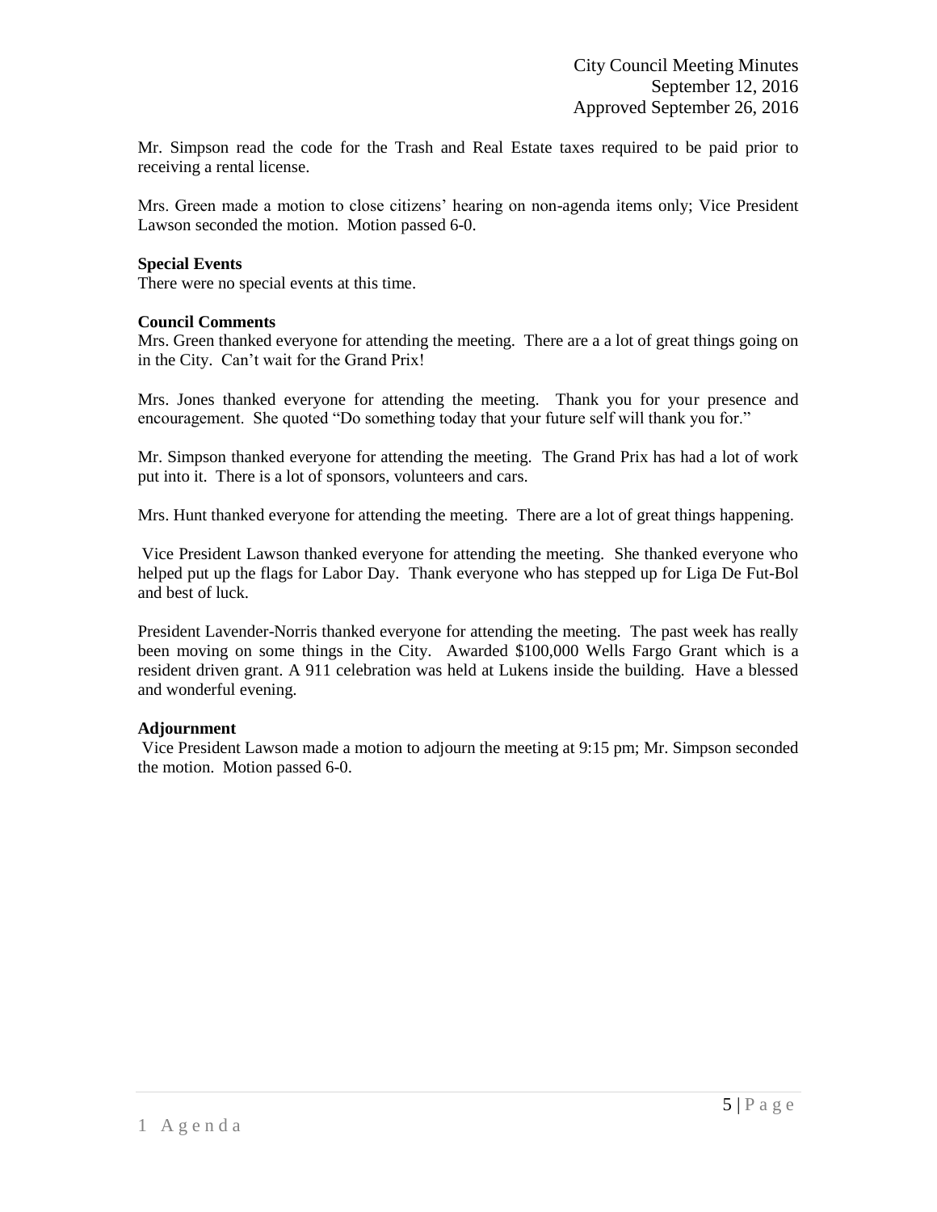Mr. Simpson read the code for the Trash and Real Estate taxes required to be paid prior to receiving a rental license.

Mrs. Green made a motion to close citizens' hearing on non-agenda items only; Vice President Lawson seconded the motion. Motion passed 6-0.

**Special Events**

There were no special events at this time.

**Council Comments**

Mrs. Green thanked everyone for attending the meeting. There are a a lot of great things going on in the City. Can't wait for the Grand Prix!

Mrs. Jones thanked everyone for attending the meeting. Thank you for your presence and encouragement. She quoted "Do something today that your future self will thank you for."

Mr. Simpson thanked everyone for attending the meeting. The Grand Prix has had a lot of work put into it. There is a lot of sponsors, volunteers and cars.

Mrs. Hunt thanked everyone for attending the meeting. There are a lot of great things happening.

Vice President Lawson thanked everyone for attending the meeting. She thanked everyone who helped put up the flags for Labor Day. Thank everyone who has stepped up for Liga De Fut-Bol and best of luck.

President Lavender-Norris thanked everyone for attending the meeting. The past week has really been moving on some things in the City. Awarded $100,000 Wells Fargo Grant which is a resident driven grant. A 911 celebration was held at Lukens inside the building. Have a blessed and wonderful evening.

**Adjournment**

Vice President Lawson made a motion to adjourn the meeting at 9:15 pm; Mr. Simpson seconded the motion. Motion passed 6-0.